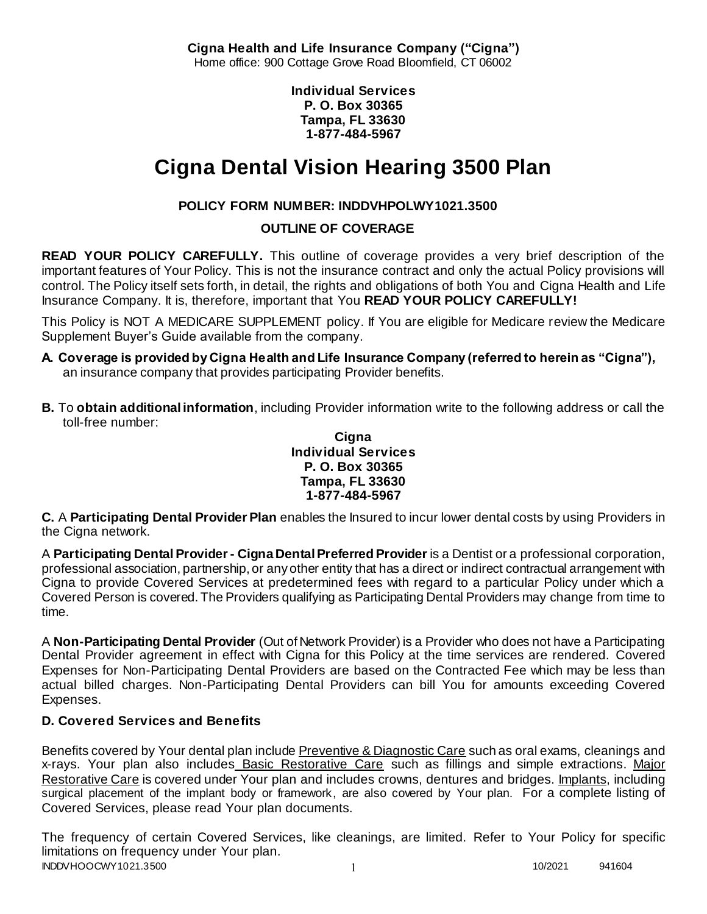**Cigna Health and Life Insurance Company ("Cigna")**
Home office: 900 Cottage Grove Road Bloomfield, CT 06002

**Individual Services**
**P. O. Box 30365**
**Tampa, FL 33630**
**1-877-484-5967**

# Cigna Dental Vision Hearing 3500 Plan

**POLICY FORM NUMBER: INDDVHPOLWY1021.3500**

**OUTLINE OF COVERAGE**

**READ YOUR POLICY CAREFULLY.** This outline of coverage provides a very brief description of the important features of Your Policy. This is not the insurance contract and only the actual Policy provisions will control. The Policy itself sets forth, in detail, the rights and obligations of both You and Cigna Health and Life Insurance Company. It is, therefore, important that You **READ YOUR POLICY CAREFULLY!**

This Policy is NOT A MEDICARE SUPPLEMENT policy. If You are eligible for Medicare review the Medicare Supplement Buyer's Guide available from the company.

**A. Coverage is provided by Cigna Health and Life Insurance Company (referred to herein as "Cigna"),** an insurance company that provides participating Provider benefits.

**B.** To **obtain additional information**, including Provider information write to the following address or call the toll-free number:

**Cigna**
**Individual Services**
**P. O. Box 30365**
**Tampa, FL 33630**
**1-877-484-5967**

**C.** A **Participating Dental Provider Plan** enables the Insured to incur lower dental costs by using Providers in the Cigna network.

A **Participating Dental Provider - Cigna Dental Preferred Provider** is a Dentist or a professional corporation, professional association, partnership, or any other entity that has a direct or indirect contractual arrangement with Cigna to provide Covered Services at predetermined fees with regard to a particular Policy under which a Covered Person is covered. The Providers qualifying as Participating Dental Providers may change from time to time.

A **Non-Participating Dental Provider** (Out of Network Provider) is a Provider who does not have a Participating Dental Provider agreement in effect with Cigna for this Policy at the time services are rendered. Covered Expenses for Non-Participating Dental Providers are based on the Contracted Fee which may be less than actual billed charges. Non-Participating Dental Providers can bill You for amounts exceeding Covered Expenses.

### D. Covered Services and Benefits

Benefits covered by Your dental plan include Preventive & Diagnostic Care such as oral exams, cleanings and x-rays. Your plan also includes Basic Restorative Care such as fillings and simple extractions. Major Restorative Care is covered under Your plan and includes crowns, dentures and bridges. Implants, including surgical placement of the implant body or framework, are also covered by Your plan. For a complete listing of Covered Services, please read Your plan documents.

The frequency of certain Covered Services, like cleanings, are limited. Refer to Your Policy for specific limitations on frequency under Your plan.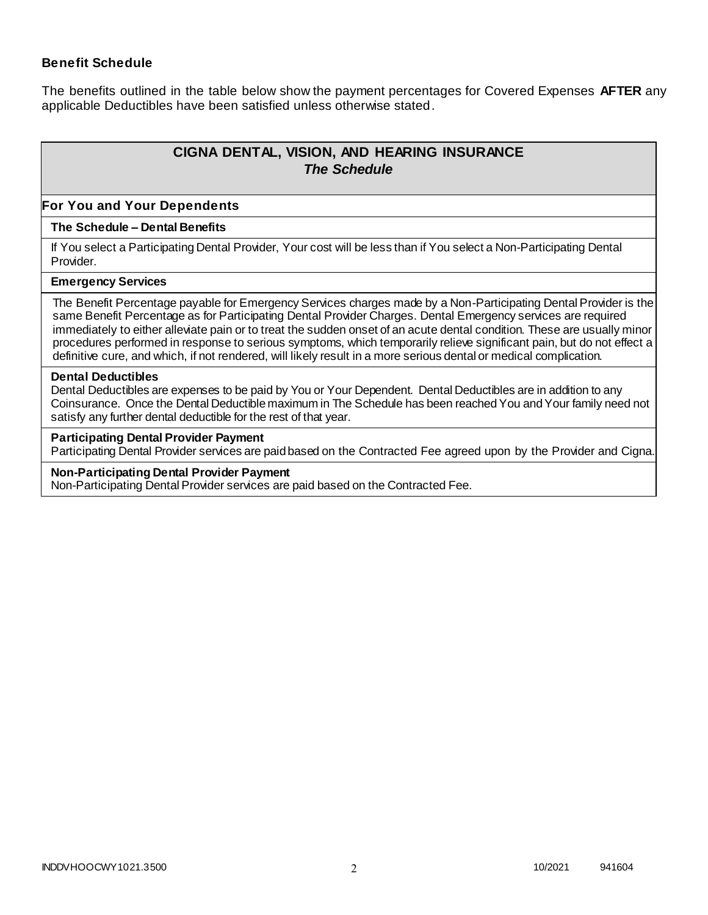### Benefit Schedule

The benefits outlined in the table below show the payment percentages for Covered Expenses **AFTER** any applicable Deductibles have been satisfied unless otherwise stated.

## CIGNA DENTAL, VISION, AND HEARING INSURANCE
### *The Schedule*

### For You and Your Dependents

**The Schedule – Dental Benefits**

If You select a Participating Dental Provider, Your cost will be less than if You select a Non-Participating Dental Provider.

**Emergency Services**

The Benefit Percentage payable for Emergency Services charges made by a Non-Participating Dental Provider is the same Benefit Percentage as for Participating Dental Provider Charges. Dental Emergency services are required immediately to either alleviate pain or to treat the sudden onset of an acute dental condition. These are usually minor procedures performed in response to serious symptoms, which temporarily relieve significant pain, but do not effect a definitive cure, and which, if not rendered, will likely result in a more serious dental or medical complication.

**Dental Deductibles**

Dental Deductibles are expenses to be paid by You or Your Dependent. Dental Deductibles are in addition to any Coinsurance. Once the Dental Deductible maximum in The Schedule has been reached You and Your family need not satisfy any further dental deductible for the rest of that year.

**Participating Dental Provider Payment**

Participating Dental Provider services are paid based on the Contracted Fee agreed upon by the Provider and Cigna.

**Non-Participating Dental Provider Payment**

Non-Participating Dental Provider services are paid based on the Contracted Fee.

INDDVHOOCWY1021.3500 10/2021 941604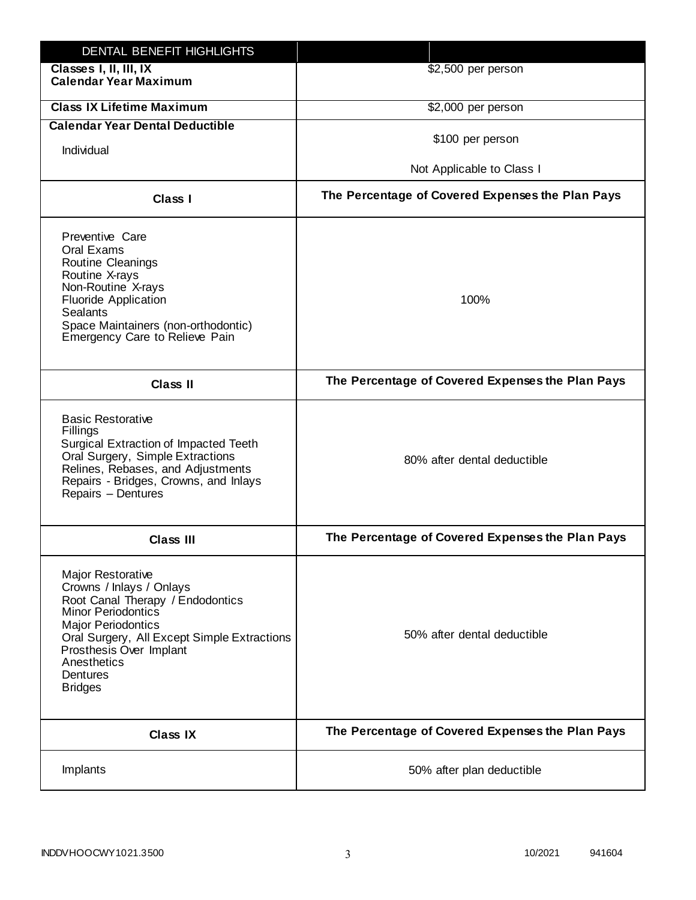| DENTAL BENEFIT HIGHLIGHTS | |
|---|---|
| **Classes I, II, III, IX Calendar Year Maximum** | $2,500 per person |
| **Class IX Lifetime Maximum** | $2,000 per person |
| **Calendar Year Dental Deductible**<br>Individual | $100 per person<br>Not Applicable to Class I |
| **Class I** | **The Percentage of Covered Expenses the Plan Pays** |
| Preventive Care<br>Oral Exams<br>Routine Cleanings<br>Routine X-rays<br>Non-Routine X-rays<br>Fluoride Application<br>Sealants<br>Space Maintainers (non-orthodontic)<br>Emergency Care to Relieve Pain | 100% |
| **Class II** | **The Percentage of Covered Expenses the Plan Pays** |
| Basic Restorative<br>Fillings<br>Surgical Extraction of Impacted Teeth<br>Oral Surgery, Simple Extractions<br>Relines, Rebases, and Adjustments<br>Repairs - Bridges, Crowns, and Inlays<br>Repairs – Dentures | 80% after dental deductible |
| **Class III** | **The Percentage of Covered Expenses the Plan Pays** |
| Major Restorative<br>Crowns / Inlays / Onlays<br>Root Canal Therapy / Endodontics<br>Minor Periodontics<br>Major Periodontics<br>Oral Surgery, All Except Simple Extractions<br>Prosthesis Over Implant<br>Anesthetics<br>Dentures<br>Bridges | 50% after dental deductible |
| **Class IX** | **The Percentage of Covered Expenses the Plan Pays** |
| Implants | 50% after plan deductible |

INDDVHOOCWY1021.3500 10/2021 941604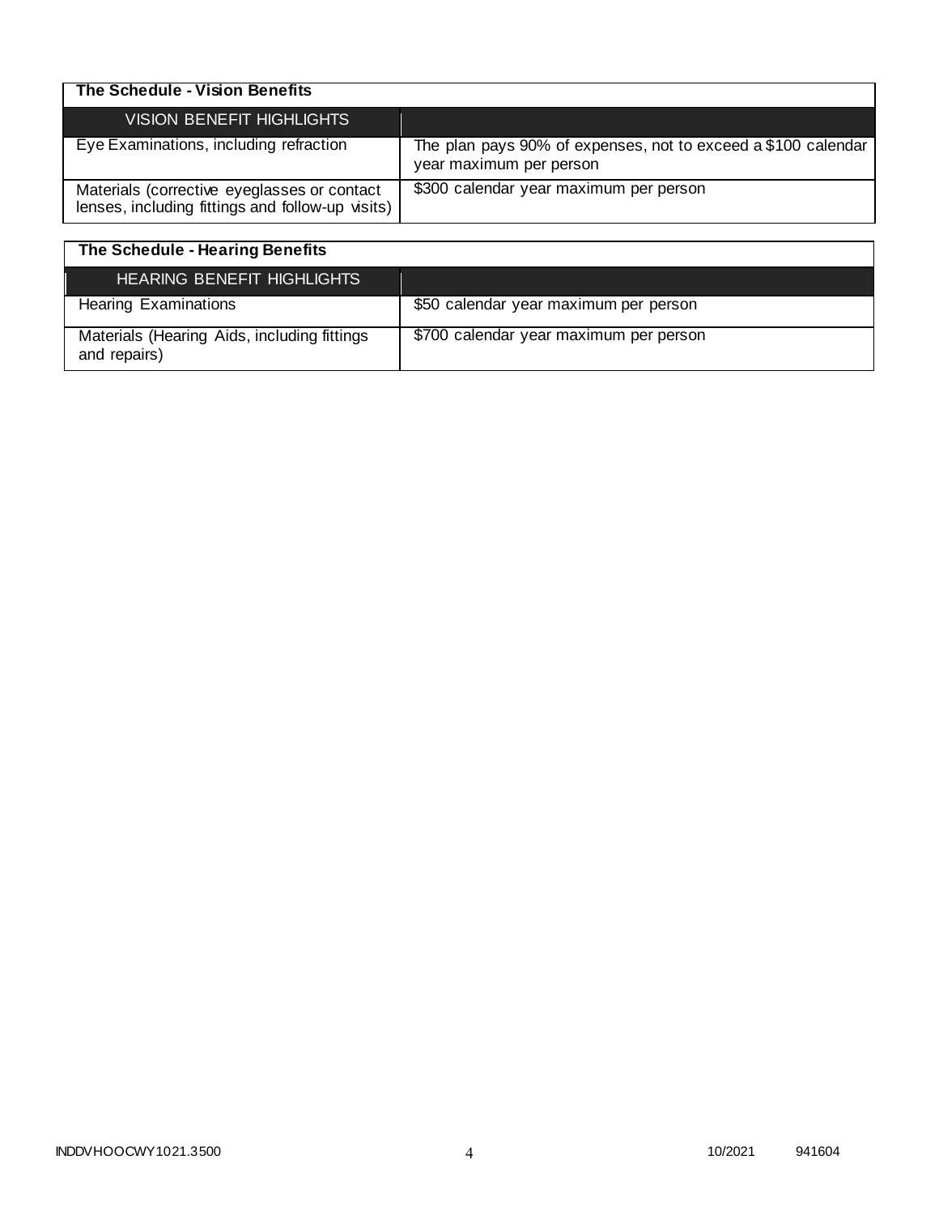## The Schedule - Vision Benefits

| VISION BENEFIT HIGHLIGHTS | |
|---|---|
| Eye Examinations, including refraction | The plan pays 90% of expenses, not to exceed a $100 calendar year maximum per person |
| Materials (corrective eyeglasses or contact lenses, including fittings and follow-up visits) | $300 calendar year maximum per person |

## The Schedule - Hearing Benefits

| HEARING BENEFIT HIGHLIGHTS | |
|---|---|
| Hearing Examinations | $50 calendar year maximum per person |
| Materials (Hearing Aids, including fittings and repairs) | $700 calendar year maximum per person |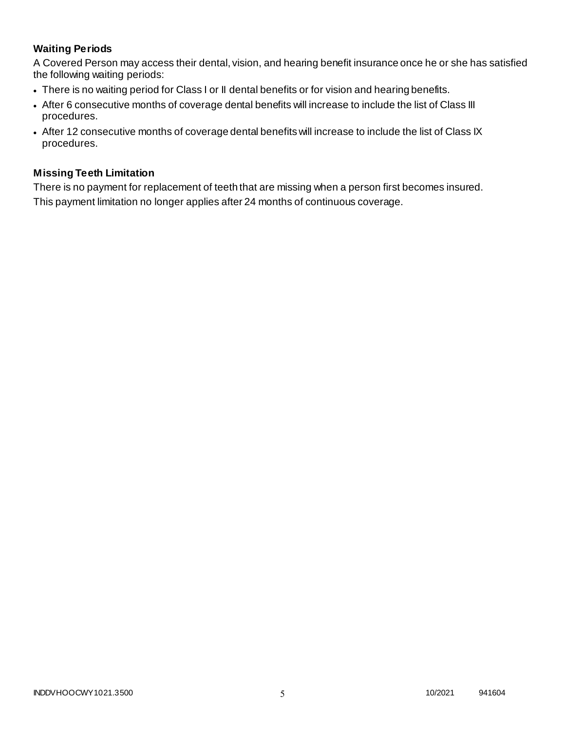**Waiting Periods**

A Covered Person may access their dental, vision, and hearing benefit insurance once he or she has satisfied the following waiting periods:

- There is no waiting period for Class I or II dental benefits or for vision and hearing benefits.
- After 6 consecutive months of coverage dental benefits will increase to include the list of Class III procedures.
- After 12 consecutive months of coverage dental benefits will increase to include the list of Class IX procedures.

**Missing Teeth Limitation**

There is no payment for replacement of teeth that are missing when a person first becomes insured.

This payment limitation no longer applies after 24 months of continuous coverage.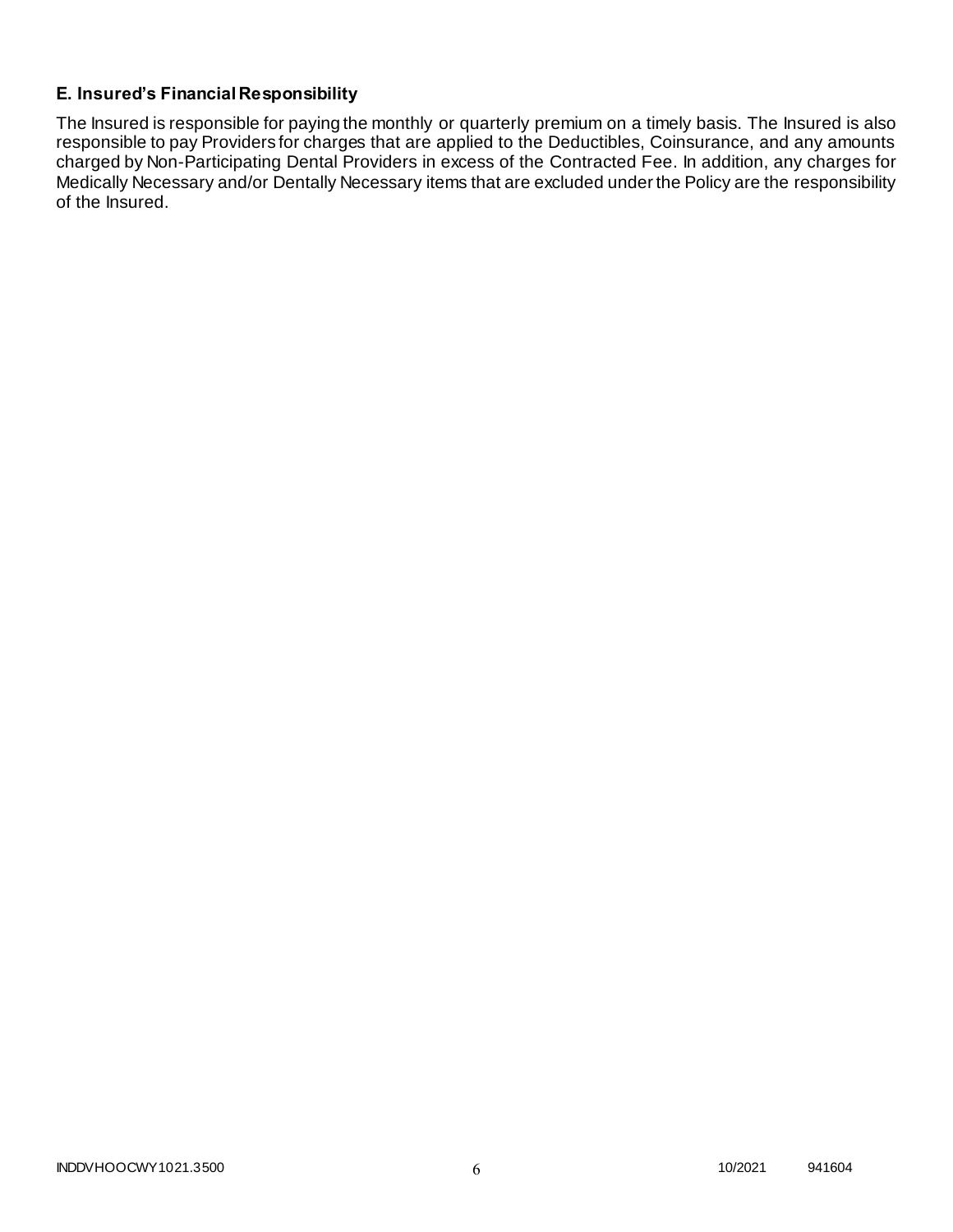### E. Insured's Financial Responsibility

The Insured is responsible for paying the monthly or quarterly premium on a timely basis. The Insured is also responsible to pay Providers for charges that are applied to the Deductibles, Coinsurance, and any amounts charged by Non-Participating Dental Providers in excess of the Contracted Fee. In addition, any charges for Medically Necessary and/or Dentally Necessary items that are excluded under the Policy are the responsibility of the Insured.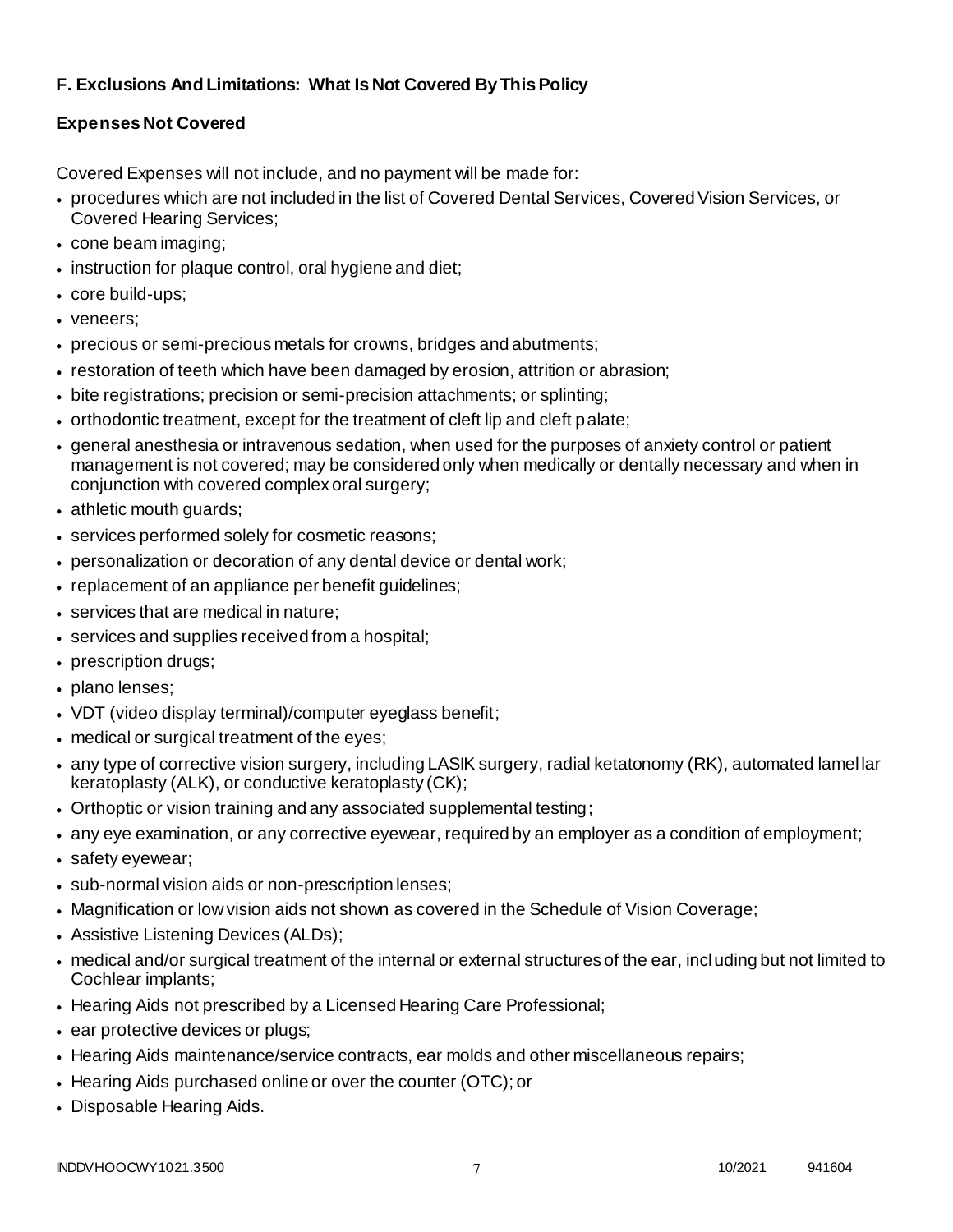### F. Exclusions And Limitations: What Is Not Covered By This Policy

**Expenses Not Covered**

Covered Expenses will not include, and no payment will be made for:

- procedures which are not included in the list of Covered Dental Services, Covered Vision Services, or Covered Hearing Services;
- cone beam imaging;
- instruction for plaque control, oral hygiene and diet;
- core build-ups;
- veneers;
- precious or semi-precious metals for crowns, bridges and abutments;
- restoration of teeth which have been damaged by erosion, attrition or abrasion;
- bite registrations; precision or semi-precision attachments; or splinting;
- orthodontic treatment, except for the treatment of cleft lip and cleft palate;
- general anesthesia or intravenous sedation, when used for the purposes of anxiety control or patient management is not covered; may be considered only when medically or dentally necessary and when in conjunction with covered complex oral surgery;
- athletic mouth guards;
- services performed solely for cosmetic reasons;
- personalization or decoration of any dental device or dental work;
- replacement of an appliance per benefit guidelines;
- services that are medical in nature;
- services and supplies received from a hospital;
- prescription drugs;
- plano lenses;
- VDT (video display terminal)/computer eyeglass benefit;
- medical or surgical treatment of the eyes;
- any type of corrective vision surgery, including LASIK surgery, radial ketatonomy (RK), automated lamellar keratoplasty (ALK), or conductive keratoplasty (CK);
- Orthoptic or vision training and any associated supplemental testing;
- any eye examination, or any corrective eyewear, required by an employer as a condition of employment;
- safety eyewear;
- sub-normal vision aids or non-prescription lenses;
- Magnification or low vision aids not shown as covered in the Schedule of Vision Coverage;
- Assistive Listening Devices (ALDs);
- medical and/or surgical treatment of the internal or external structures of the ear, including but not limited to Cochlear implants;
- Hearing Aids not prescribed by a Licensed Hearing Care Professional;
- ear protective devices or plugs;
- Hearing Aids maintenance/service contracts, ear molds and other miscellaneous repairs;
- Hearing Aids purchased online or over the counter (OTC); or
- Disposable Hearing Aids.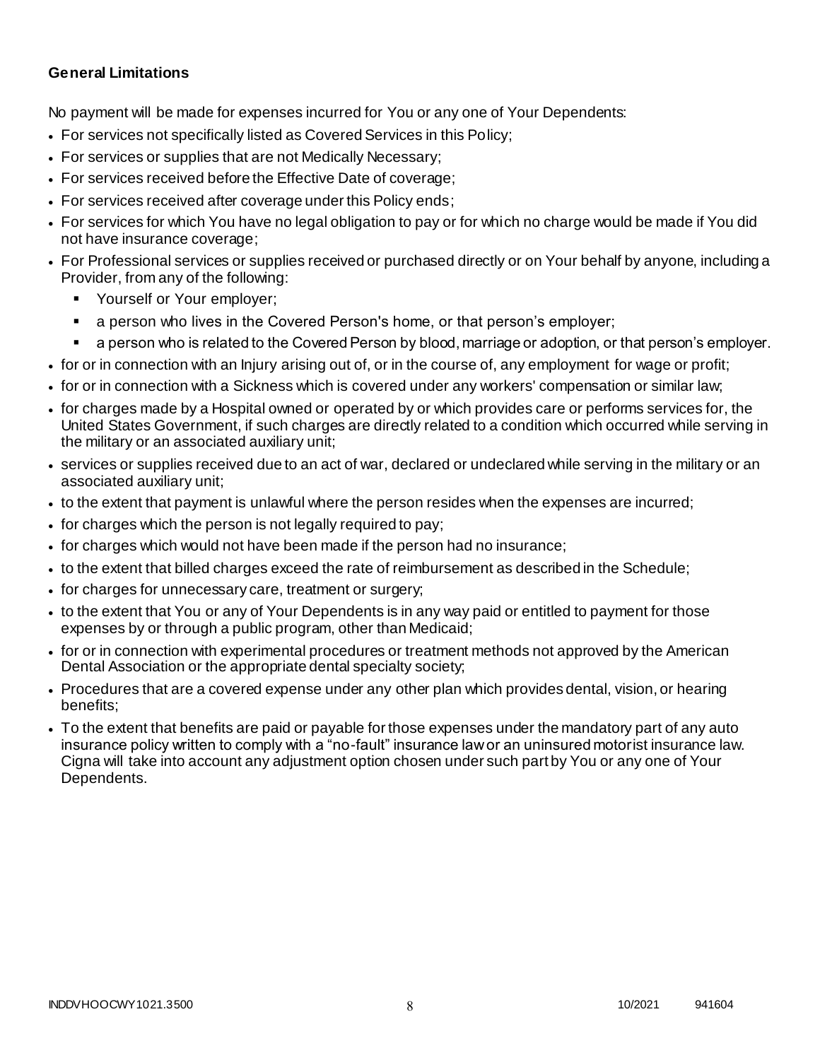### General Limitations

No payment will be made for expenses incurred for You or any one of Your Dependents:

- For services not specifically listed as Covered Services in this Policy;
- For services or supplies that are not Medically Necessary;
- For services received before the Effective Date of coverage;
- For services received after coverage under this Policy ends;
- For services for which You have no legal obligation to pay or for which no charge would be made if You did not have insurance coverage;
- For Professional services or supplies received or purchased directly or on Your behalf by anyone, including a Provider, from any of the following:
  - Yourself or Your employer;
  - a person who lives in the Covered Person's home, or that person's employer;
  - a person who is related to the Covered Person by blood, marriage or adoption, or that person's employer.
- for or in connection with an Injury arising out of, or in the course of, any employment for wage or profit;
- for or in connection with a Sickness which is covered under any workers' compensation or similar law;
- for charges made by a Hospital owned or operated by or which provides care or performs services for, the United States Government, if such charges are directly related to a condition which occurred while serving in the military or an associated auxiliary unit;
- services or supplies received due to an act of war, declared or undeclared while serving in the military or an associated auxiliary unit;
- to the extent that payment is unlawful where the person resides when the expenses are incurred;
- for charges which the person is not legally required to pay;
- for charges which would not have been made if the person had no insurance;
- to the extent that billed charges exceed the rate of reimbursement as described in the Schedule;
- for charges for unnecessary care, treatment or surgery;
- to the extent that You or any of Your Dependents is in any way paid or entitled to payment for those expenses by or through a public program, other than Medicaid;
- for or in connection with experimental procedures or treatment methods not approved by the American Dental Association or the appropriate dental specialty society;
- Procedures that are a covered expense under any other plan which provides dental, vision, or hearing benefits;
- To the extent that benefits are paid or payable for those expenses under the mandatory part of any auto insurance policy written to comply with a "no-fault" insurance law or an uninsured motorist insurance law. Cigna will take into account any adjustment option chosen under such part by You or any one of Your Dependents.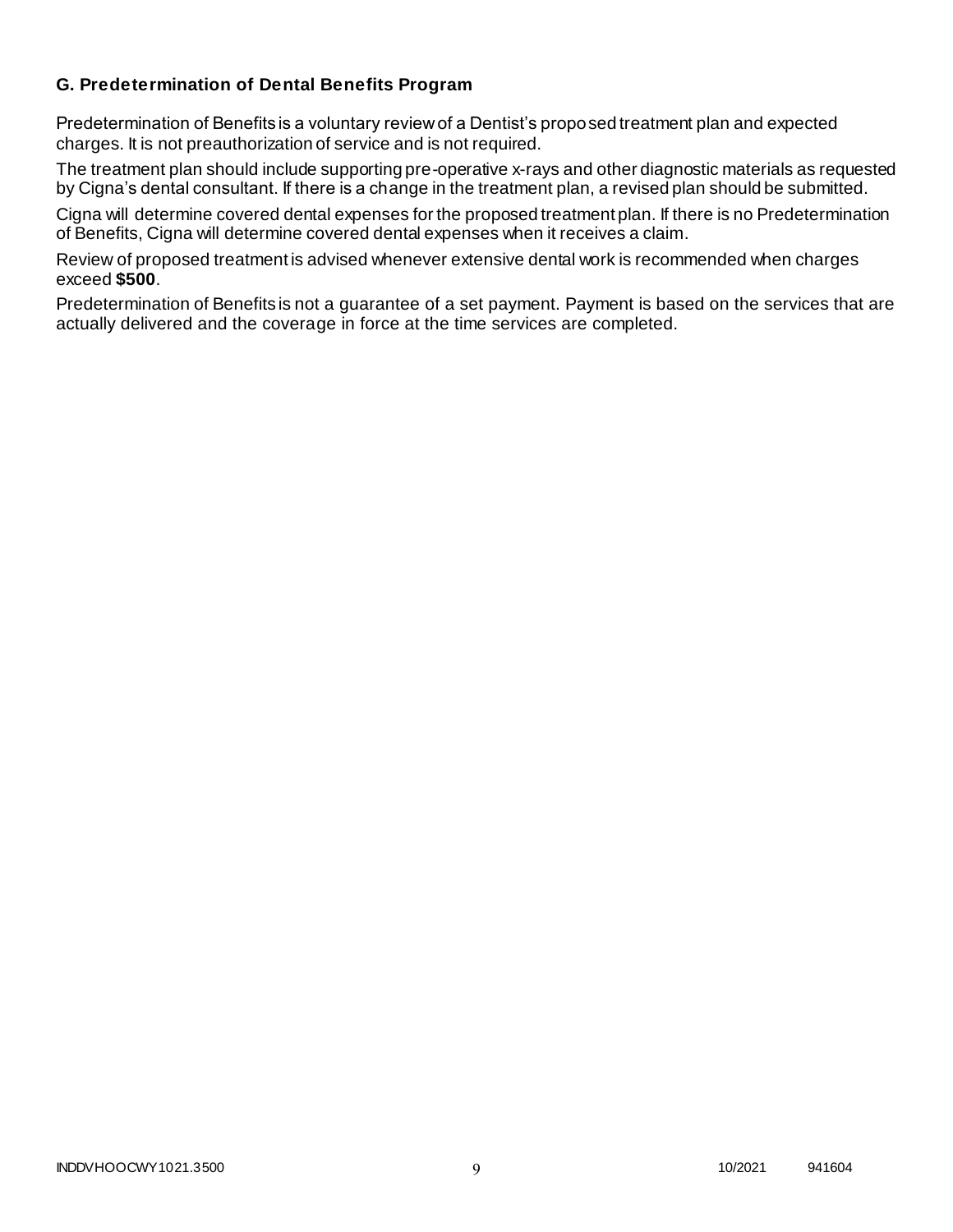### G. Predetermination of Dental Benefits Program

Predetermination of Benefits is a voluntary review of a Dentist's proposed treatment plan and expected charges. It is not preauthorization of service and is not required.

The treatment plan should include supporting pre-operative x-rays and other diagnostic materials as requested by Cigna's dental consultant. If there is a change in the treatment plan, a revised plan should be submitted.

Cigna will determine covered dental expenses for the proposed treatment plan. If there is no Predetermination of Benefits, Cigna will determine covered dental expenses when it receives a claim.

Review of proposed treatment is advised whenever extensive dental work is recommended when charges exceed **$500**.

Predetermination of Benefits is not a guarantee of a set payment. Payment is based on the services that are actually delivered and the coverage in force at the time services are completed.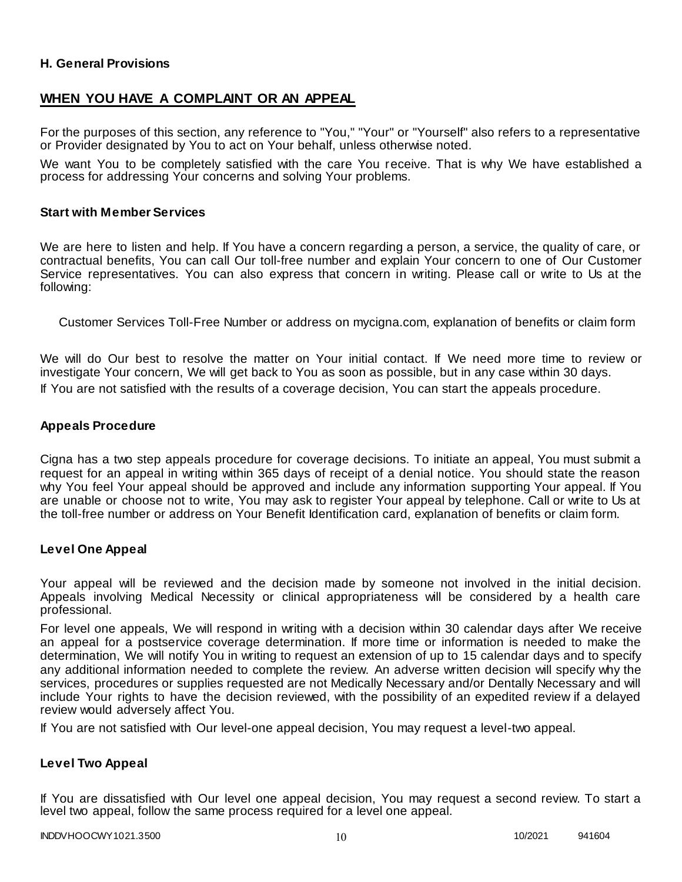### H. General Provisions

## WHEN YOU HAVE A COMPLAINT OR AN APPEAL

For the purposes of this section, any reference to "You," "Your" or "Yourself" also refers to a representative or Provider designated by You to act on Your behalf, unless otherwise noted.

We want You to be completely satisfied with the care You receive. That is why We have established a process for addressing Your concerns and solving Your problems.

### Start with Member Services

We are here to listen and help. If You have a concern regarding a person, a service, the quality of care, or contractual benefits, You can call Our toll-free number and explain Your concern to one of Our Customer Service representatives. You can also express that concern in writing. Please call or write to Us at the following:

Customer Services Toll-Free Number or address on mycigna.com, explanation of benefits or claim form

We will do Our best to resolve the matter on Your initial contact. If We need more time to review or investigate Your concern, We will get back to You as soon as possible, but in any case within 30 days.

If You are not satisfied with the results of a coverage decision, You can start the appeals procedure.

### Appeals Procedure

Cigna has a two step appeals procedure for coverage decisions. To initiate an appeal, You must submit a request for an appeal in writing within 365 days of receipt of a denial notice. You should state the reason why You feel Your appeal should be approved and include any information supporting Your appeal. If You are unable or choose not to write, You may ask to register Your appeal by telephone. Call or write to Us at the toll-free number or address on Your Benefit Identification card, explanation of benefits or claim form.

### Level One Appeal

Your appeal will be reviewed and the decision made by someone not involved in the initial decision. Appeals involving Medical Necessity or clinical appropriateness will be considered by a health care professional.

For level one appeals, We will respond in writing with a decision within 30 calendar days after We receive an appeal for a postservice coverage determination. If more time or information is needed to make the determination, We will notify You in writing to request an extension of up to 15 calendar days and to specify any additional information needed to complete the review. An adverse written decision will specify why the services, procedures or supplies requested are not Medically Necessary and/or Dentally Necessary and will include Your rights to have the decision reviewed, with the possibility of an expedited review if a delayed review would adversely affect You.

If You are not satisfied with Our level-one appeal decision, You may request a level-two appeal.

### Level Two Appeal

If You are dissatisfied with Our level one appeal decision, You may request a second review. To start a level two appeal, follow the same process required for a level one appeal.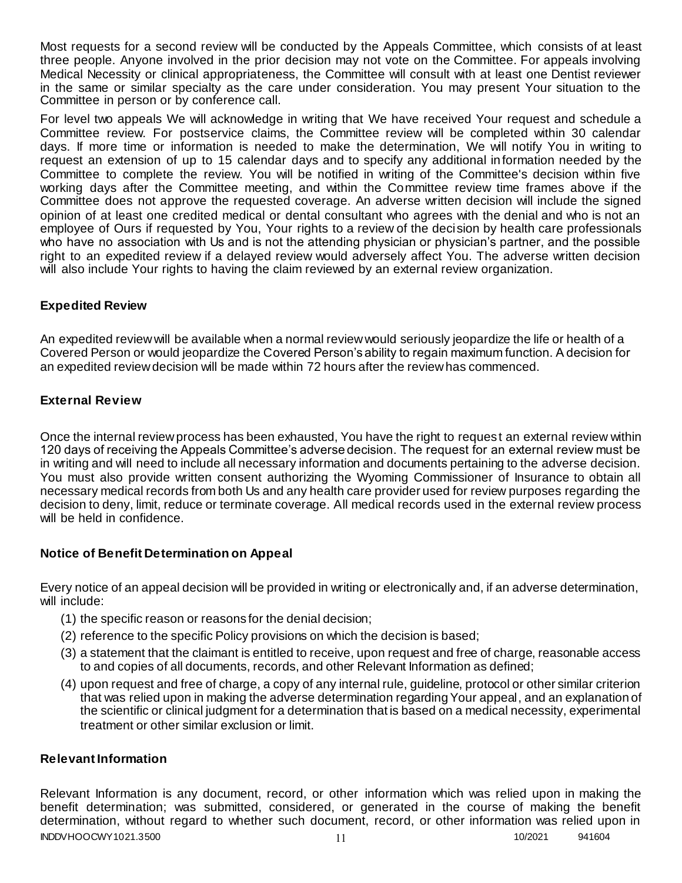Most requests for a second review will be conducted by the Appeals Committee, which consists of at least three people. Anyone involved in the prior decision may not vote on the Committee. For appeals involving Medical Necessity or clinical appropriateness, the Committee will consult with at least one Dentist reviewer in the same or similar specialty as the care under consideration. You may present Your situation to the Committee in person or by conference call.

For level two appeals We will acknowledge in writing that We have received Your request and schedule a Committee review. For postservice claims, the Committee review will be completed within 30 calendar days. If more time or information is needed to make the determination, We will notify You in writing to request an extension of up to 15 calendar days and to specify any additional information needed by the Committee to complete the review. You will be notified in writing of the Committee's decision within five working days after the Committee meeting, and within the Committee review time frames above if the Committee does not approve the requested coverage. An adverse written decision will include the signed opinion of at least one credited medical or dental consultant who agrees with the denial and who is not an employee of Ours if requested by You, Your rights to a review of the decision by health care professionals who have no association with Us and is not the attending physician or physician's partner, and the possible right to an expedited review if a delayed review would adversely affect You. The adverse written decision will also include Your rights to having the claim reviewed by an external review organization.

### Expedited Review

An expedited review will be available when a normal review would seriously jeopardize the life or health of a Covered Person or would jeopardize the Covered Person's ability to regain maximum function. A decision for an expedited review decision will be made within 72 hours after the review has commenced.

### External Review

Once the internal review process has been exhausted, You have the right to request an external review within 120 days of receiving the Appeals Committee's adverse decision. The request for an external review must be in writing and will need to include all necessary information and documents pertaining to the adverse decision. You must also provide written consent authorizing the Wyoming Commissioner of Insurance to obtain all necessary medical records from both Us and any health care provider used for review purposes regarding the decision to deny, limit, reduce or terminate coverage. All medical records used in the external review process will be held in confidence.

### Notice of Benefit Determination on Appeal

Every notice of an appeal decision will be provided in writing or electronically and, if an adverse determination, will include:

(1) the specific reason or reasons for the denial decision;

(2) reference to the specific Policy provisions on which the decision is based;

(3) a statement that the claimant is entitled to receive, upon request and free of charge, reasonable access to and copies of all documents, records, and other Relevant Information as defined;

(4) upon request and free of charge, a copy of any internal rule, guideline, protocol or other similar criterion that was relied upon in making the adverse determination regarding Your appeal, and an explanation of the scientific or clinical judgment for a determination that is based on a medical necessity, experimental treatment or other similar exclusion or limit.

### Relevant Information

Relevant Information is any document, record, or other information which was relied upon in making the benefit determination; was submitted, considered, or generated in the course of making the benefit determination, without regard to whether such document, record, or other information was relied upon in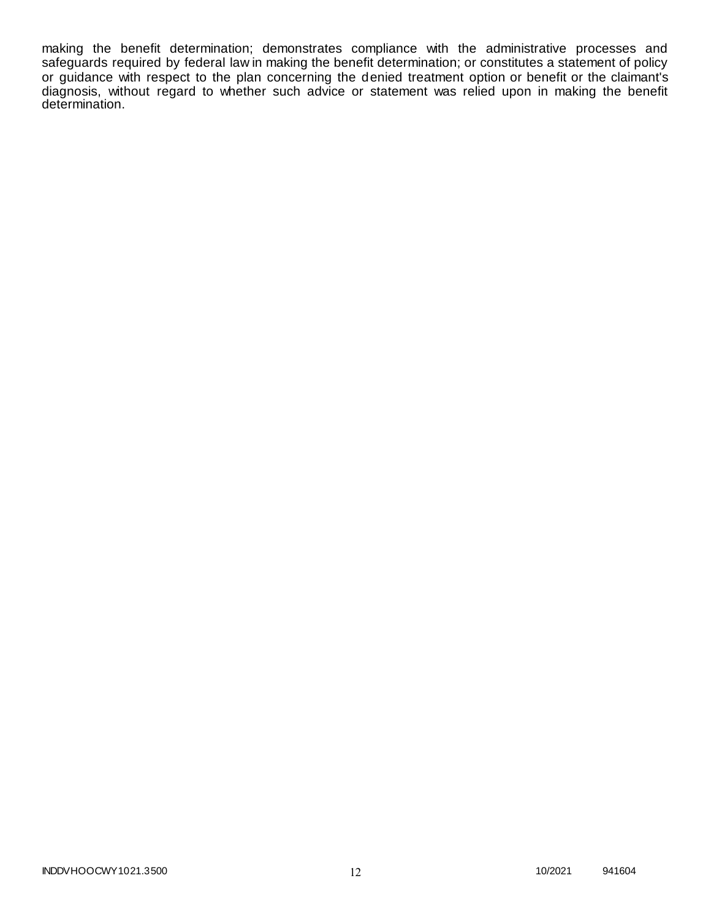making the benefit determination; demonstrates compliance with the administrative processes and safeguards required by federal law in making the benefit determination; or constitutes a statement of policy or guidance with respect to the plan concerning the denied treatment option or benefit or the claimant's diagnosis, without regard to whether such advice or statement was relied upon in making the benefit determination.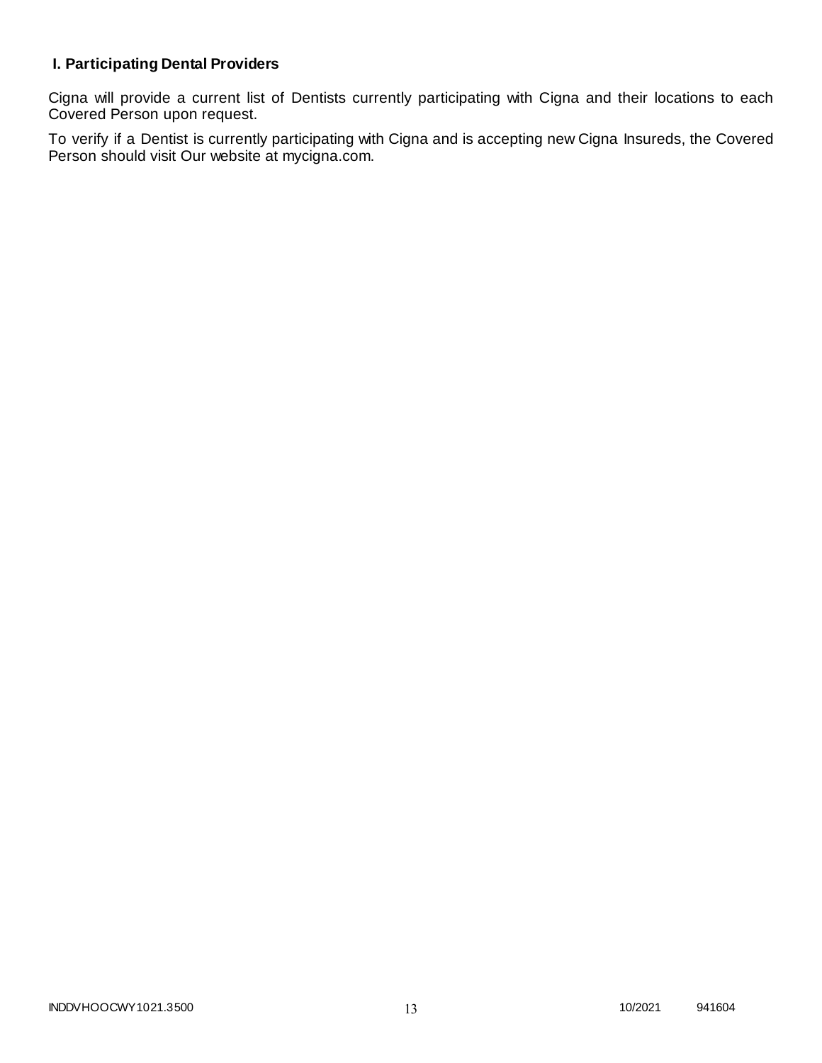## I. Participating Dental Providers

Cigna will provide a current list of Dentists currently participating with Cigna and their locations to each Covered Person upon request.

To verify if a Dentist is currently participating with Cigna and is accepting new Cigna Insureds, the Covered Person should visit Our website at mycigna.com.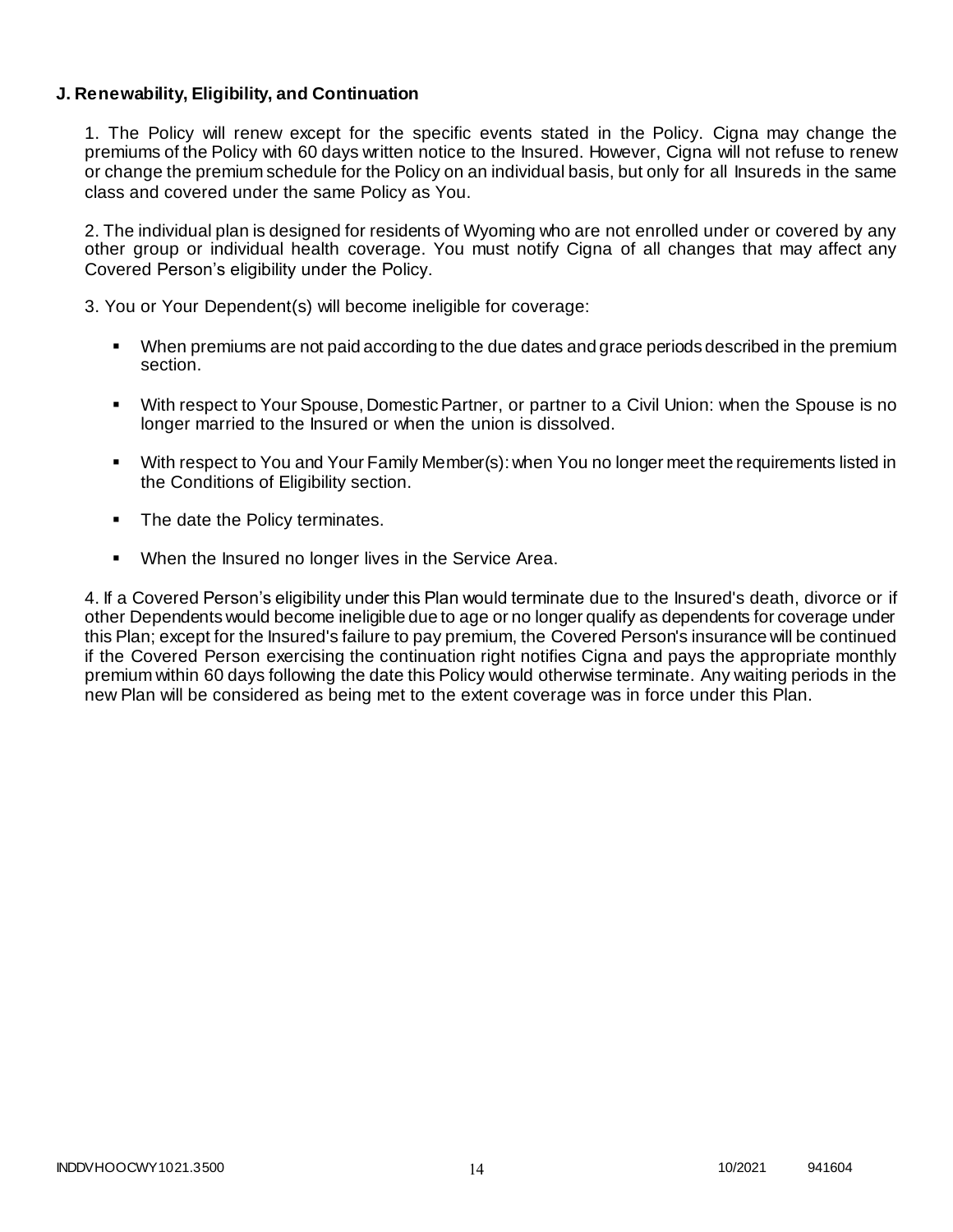**J. Renewability, Eligibility, and Continuation**

1. The Policy will renew except for the specific events stated in the Policy. Cigna may change the premiums of the Policy with 60 days written notice to the Insured. However, Cigna will not refuse to renew or change the premium schedule for the Policy on an individual basis, but only for all Insureds in the same class and covered under the same Policy as You.

2. The individual plan is designed for residents of Wyoming who are not enrolled under or covered by any other group or individual health coverage. You must notify Cigna of all changes that may affect any Covered Person's eligibility under the Policy.

3. You or Your Dependent(s) will become ineligible for coverage:

- When premiums are not paid according to the due dates and grace periods described in the premium section.
- With respect to Your Spouse, Domestic Partner, or partner to a Civil Union: when the Spouse is no longer married to the Insured or when the union is dissolved.
- With respect to You and Your Family Member(s): when You no longer meet the requirements listed in the Conditions of Eligibility section.
- The date the Policy terminates.
- When the Insured no longer lives in the Service Area.

4. If a Covered Person's eligibility under this Plan would terminate due to the Insured's death, divorce or if other Dependents would become ineligible due to age or no longer qualify as dependents for coverage under this Plan; except for the Insured's failure to pay premium, the Covered Person's insurance will be continued if the Covered Person exercising the continuation right notifies Cigna and pays the appropriate monthly premium within 60 days following the date this Policy would otherwise terminate. Any waiting periods in the new Plan will be considered as being met to the extent coverage was in force under this Plan.

INDDVHOOCWY1021.3500 10/2021 941604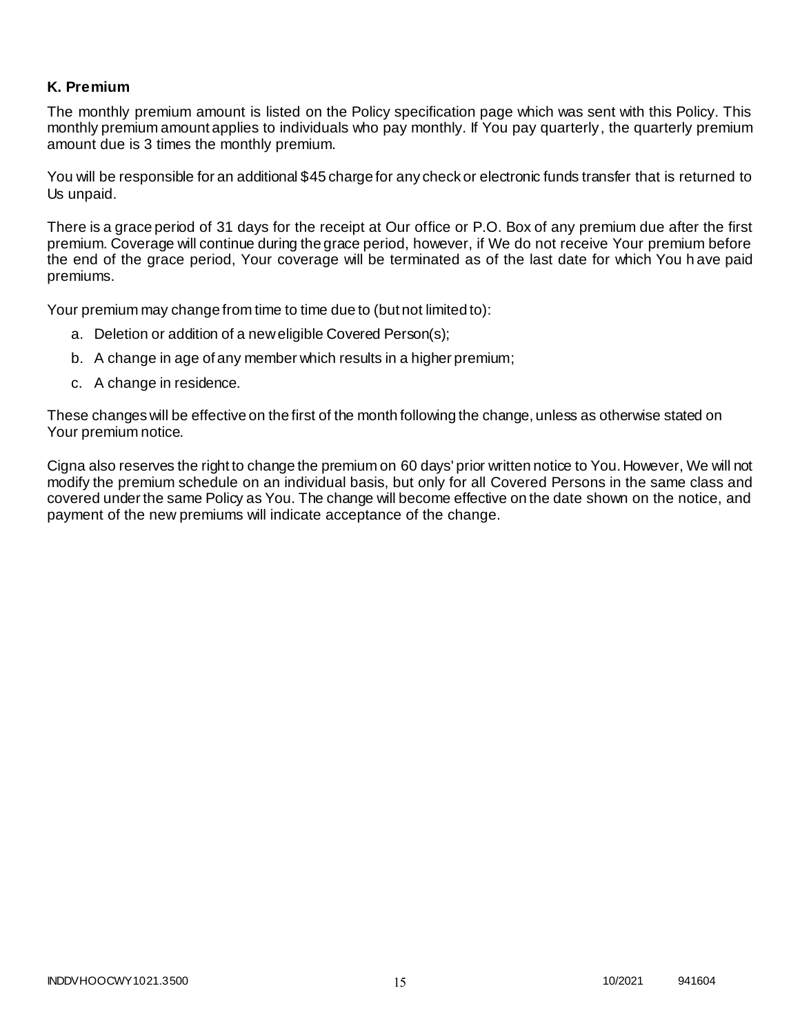### K. Premium

The monthly premium amount is listed on the Policy specification page which was sent with this Policy. This monthly premium amount applies to individuals who pay monthly. If You pay quarterly, the quarterly premium amount due is 3 times the monthly premium.

You will be responsible for an additional $45 charge for any check or electronic funds transfer that is returned to Us unpaid.

There is a grace period of 31 days for the receipt at Our office or P.O. Box of any premium due after the first premium. Coverage will continue during the grace period, however, if We do not receive Your premium before the end of the grace period, Your coverage will be terminated as of the last date for which You have paid premiums.

Your premium may change from time to time due to (but not limited to):

a. Deletion or addition of a new eligible Covered Person(s);

b. A change in age of any member which results in a higher premium;

c. A change in residence.

These changes will be effective on the first of the month following the change, unless as otherwise stated on Your premium notice.

Cigna also reserves the right to change the premium on 60 days' prior written notice to You. However, We will not modify the premium schedule on an individual basis, but only for all Covered Persons in the same class and covered under the same Policy as You. The change will become effective on the date shown on the notice, and payment of the new premiums will indicate acceptance of the change.